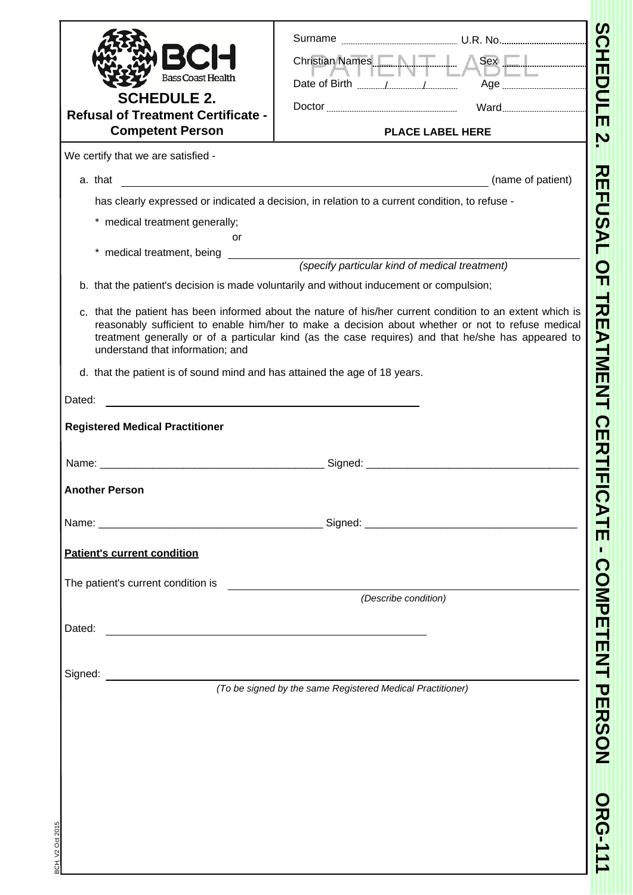Bass Coast Health

# SCHEDULE 2.
## Refusal of Treatment Certificate - Competent Person

Surname ............ U.R. No. ............
Christian Names ............ Sex ............
Date of Birth ..... / ..... / ..... Age ............
Doctor ............ Ward ............

PATIENT LABEL

**PLACE LABEL HERE**

We certify that we are satisfied -

a. that ______________________________ (name of patient)

has clearly expressed or indicated a decision, in relation to a current condition, to refuse -

* medical treatment generally;

or

* medical treatment, being ______________________________

*(specify particular kind of medical treatment)*

b. that the patient's decision is made voluntarily and without inducement or compulsion;

c. that the patient has been informed about the nature of his/her current condition to an extent which is reasonably sufficient to enable him/her to make a decision about whether or not to refuse medical treatment generally or of a particular kind (as the case requires) and that he/she has appeared to understand that information; and

d. that the patient is of sound mind and has attained the age of 18 years.

Dated: ______________________________

**Registered Medical Practitioner**

Name: ______________________________ Signed: ______________________________

**Another Person**

Name: ______________________________ Signed: ______________________________

**Patient's current condition**

The patient's current condition is ______________________________

*(Describe condition)*

Dated: ______________________________

Signed: ______________________________

*(To be signed by the same Registered Medical Practitioner)*

BCH V2 Oct 2015

SCHEDULE 2. REFUSAL OF TREATMENT CERTIFICATE - COMPETENT PERSON ORG-111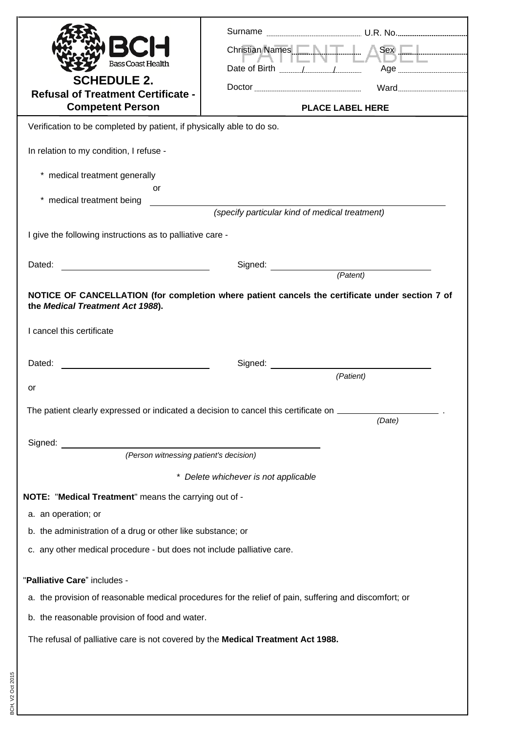BCH
Bass Coast Health

# SCHEDULE 2.
## Refusal of Treatment Certificate - Competent Person

Surname ............................ U.R. No. ............................

Christian Names ............................ Sex ............................

Date of Birth ...... / ...... / ...... Age ............................

Doctor ............................ Ward ............................

PATIENT LABEL

**PLACE LABEL HERE**

Verification to be completed by patient, if physically able to do so.

In relation to my condition, I refuse -

\* medical treatment generally

or

\* medical treatment being ________________________________________

*(specify particular kind of medical treatment)*

I give the following instructions as to palliative care -

Dated: ______________________ Signed: ______________________

*(Patent)*

**NOTICE OF CANCELLATION (for completion where patient cancels the certificate under section 7 of the *Medical Treatment Act 1988*).**

I cancel this certificate

Dated: ______________________ Signed: ______________________

*(Patient)*

or

The patient clearly expressed or indicated a decision to cancel this certificate on ______________ .

*(Date)*

Signed: ________________________________________

*(Person witnessing patient's decision)*

\* *Delete whichever is not applicable*

**NOTE:** "**Medical Treatment**" means the carrying out of -

a. an operation; or

b. the administration of a drug or other like substance; or

c. any other medical procedure - but does not include palliative care.

"**Palliative Care**" includes -

a. the provision of reasonable medical procedures for the relief of pain, suffering and discomfort; or

b. the reasonable provision of food and water.

The refusal of palliative care is not covered by the **Medical Treatment Act 1988.**

BCH_V2 Oct 2015